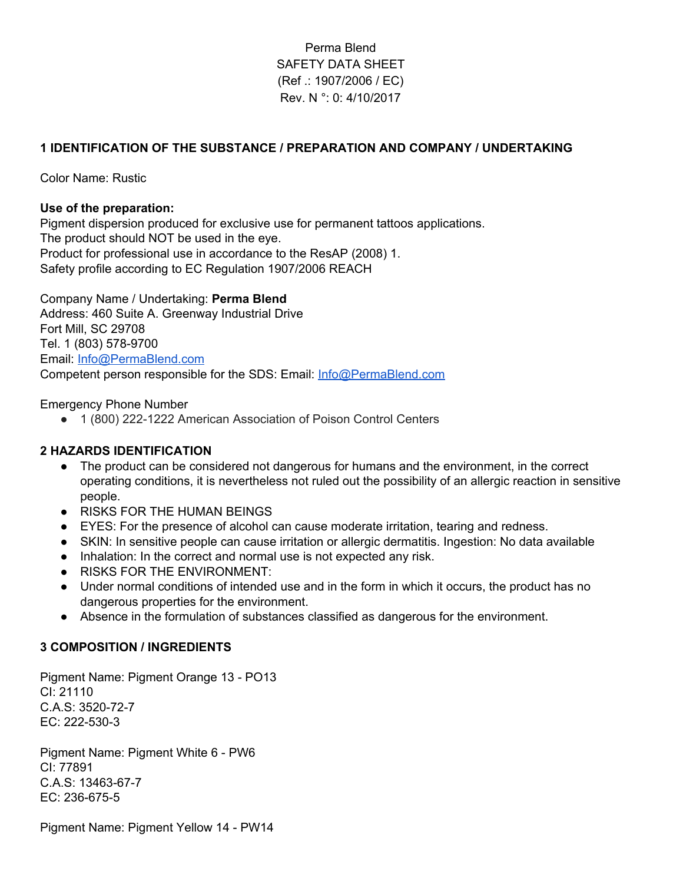Perma Blend
SAFETY DATA SHEET
(Ref .: 1907/2006 / EC)
Rev. N °: 0: 4/10/2017

## 1 IDENTIFICATION OF THE SUBSTANCE / PREPARATION AND COMPANY / UNDERTAKING

Color Name: Rustic

**Use of the preparation:**
Pigment dispersion produced for exclusive use for permanent tattoos applications.
The product should NOT be used in the eye.
Product for professional use in accordance to the ResAP (2008) 1.
Safety profile according to EC Regulation 1907/2006 REACH

Company Name / Undertaking: **Perma Blend**
Address: 460 Suite A. Greenway Industrial Drive
Fort Mill, SC 29708
Tel. 1 (803) 578-9700
Email: Info@PermaBlend.com
Competent person responsible for the SDS: Email: Info@PermaBlend.com

Emergency Phone Number

- 1 (800) 222-1222 American Association of Poison Control Centers

## 2 HAZARDS IDENTIFICATION

- The product can be considered not dangerous for humans and the environment, in the correct operating conditions, it is nevertheless not ruled out the possibility of an allergic reaction in sensitive people.
- RISKS FOR THE HUMAN BEINGS
- EYES: For the presence of alcohol can cause moderate irritation, tearing and redness.
- SKIN: In sensitive people can cause irritation or allergic dermatitis. Ingestion: No data available
- Inhalation: In the correct and normal use is not expected any risk.
- RISKS FOR THE ENVIRONMENT:
- Under normal conditions of intended use and in the form in which it occurs, the product has no dangerous properties for the environment.
- Absence in the formulation of substances classified as dangerous for the environment.

## 3 COMPOSITION / INGREDIENTS

Pigment Name: Pigment Orange 13 - PO13
CI: 21110
C.A.S: 3520-72-7
EC: 222-530-3

Pigment Name: Pigment White 6 - PW6
CI: 77891
C.A.S: 13463-67-7
EC: 236-675-5

Pigment Name: Pigment Yellow 14 - PW14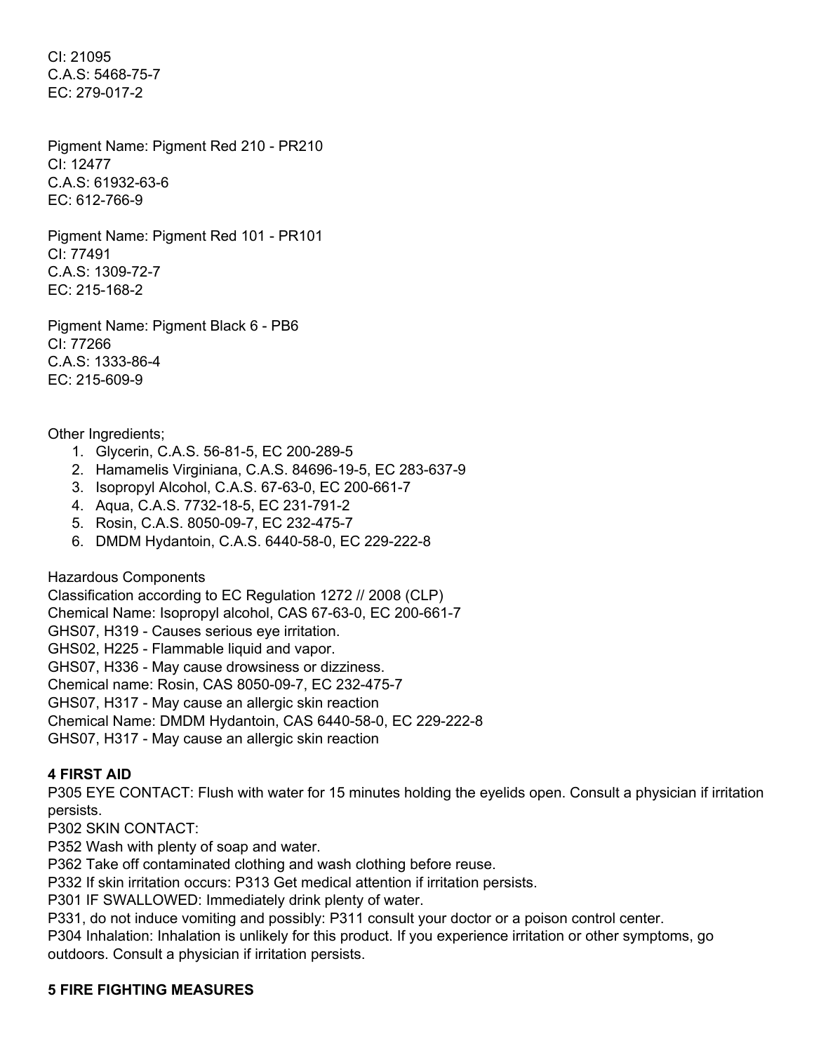CI: 21095
C.A.S: 5468-75-7
EC: 279-017-2

Pigment Name: Pigment Red 210 - PR210
CI: 12477
C.A.S: 61932-63-6
EC: 612-766-9

Pigment Name: Pigment Red 101 - PR101
CI: 77491
C.A.S: 1309-72-7
EC: 215-168-2

Pigment Name: Pigment Black 6 - PB6
CI: 77266
C.A.S: 1333-86-4
EC: 215-609-9

Other Ingredients;

1. Glycerin, C.A.S. 56-81-5, EC 200-289-5
2. Hamamelis Virginiana, C.A.S. 84696-19-5, EC 283-637-9
3. Isopropyl Alcohol, C.A.S. 67-63-0, EC 200-661-7
4. Aqua, C.A.S. 7732-18-5, EC 231-791-2
5. Rosin, C.A.S. 8050-09-7, EC 232-475-7
6. DMDM Hydantoin, C.A.S. 6440-58-0, EC 229-222-8

Hazardous Components
Classification according to EC Regulation 1272 // 2008 (CLP)
Chemical Name: Isopropyl alcohol, CAS 67-63-0, EC 200-661-7
GHS07, H319 - Causes serious eye irritation.
GHS02, H225 - Flammable liquid and vapor.
GHS07, H336 - May cause drowsiness or dizziness.
Chemical name: Rosin, CAS 8050-09-7, EC 232-475-7
GHS07, H317 - May cause an allergic skin reaction
Chemical Name: DMDM Hydantoin, CAS 6440-58-0, EC 229-222-8
GHS07, H317 - May cause an allergic skin reaction

## 4 FIRST AID

P305 EYE CONTACT: Flush with water for 15 minutes holding the eyelids open. Consult a physician if irritation persists.
P302 SKIN CONTACT:
P352 Wash with plenty of soap and water.
P362 Take off contaminated clothing and wash clothing before reuse.
P332 If skin irritation occurs: P313 Get medical attention if irritation persists.
P301 IF SWALLOWED: Immediately drink plenty of water.
P331, do not induce vomiting and possibly: P311 consult your doctor or a poison control center.
P304 Inhalation: Inhalation is unlikely for this product. If you experience irritation or other symptoms, go outdoors. Consult a physician if irritation persists.

## 5 FIRE FIGHTING MEASURES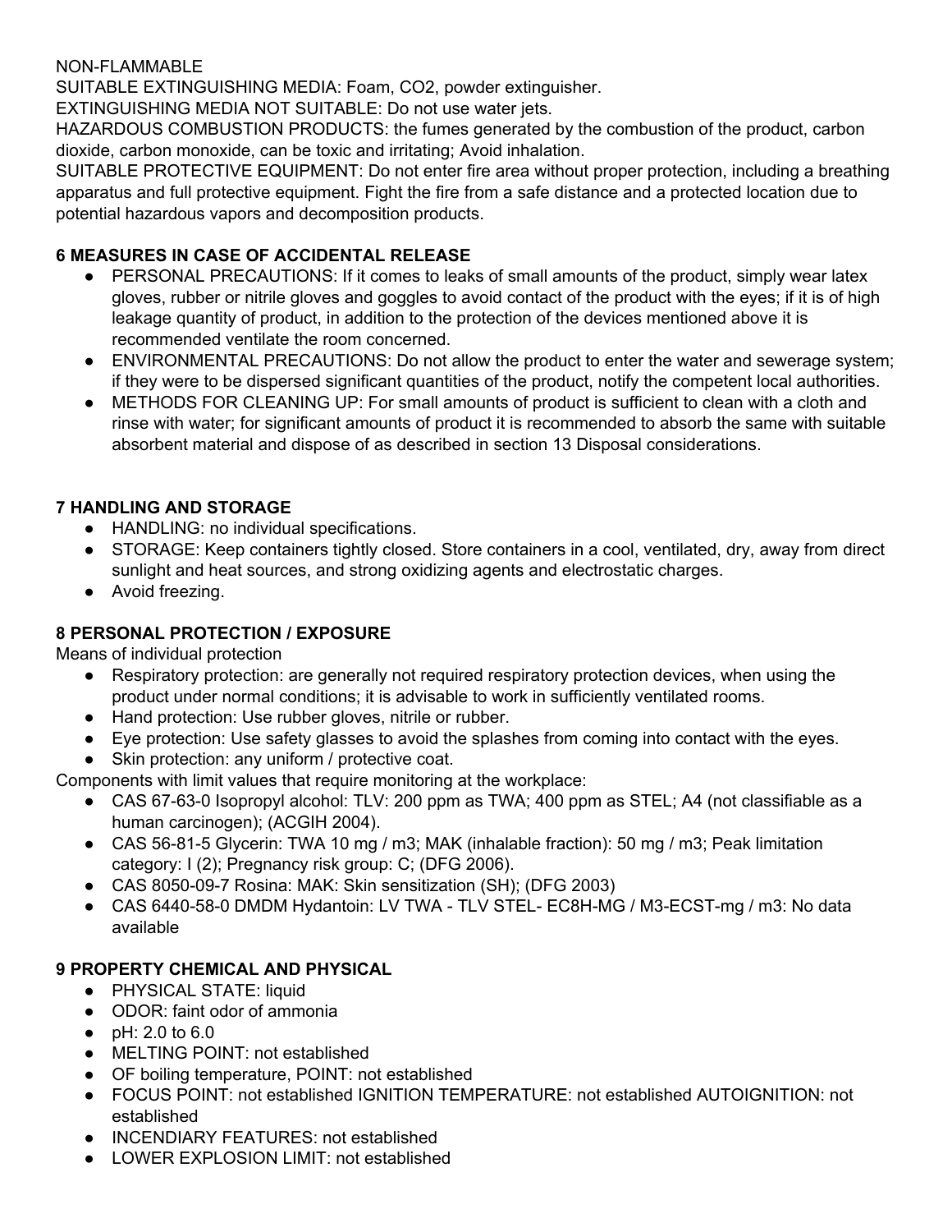NON-FLAMMABLE
SUITABLE EXTINGUISHING MEDIA: Foam, $CO_2$, powder extinguisher.
EXTINGUISHING MEDIA NOT SUITABLE: Do not use water jets.
HAZARDOUS COMBUSTION PRODUCTS: the fumes generated by the combustion of the product, carbon dioxide, carbon monoxide, can be toxic and irritating; Avoid inhalation.
SUITABLE PROTECTIVE EQUIPMENT: Do not enter fire area without proper protection, including a breathing apparatus and full protective equipment. Fight the fire from a safe distance and a protected location due to potential hazardous vapors and decomposition products.

## 6 MEASURES IN CASE OF ACCIDENTAL RELEASE

- PERSONAL PRECAUTIONS: If it comes to leaks of small amounts of the product, simply wear latex gloves, rubber or nitrile gloves and goggles to avoid contact of the product with the eyes; if it is of high leakage quantity of product, in addition to the protection of the devices mentioned above it is recommended ventilate the room concerned.
- ENVIRONMENTAL PRECAUTIONS: Do not allow the product to enter the water and sewerage system; if they were to be dispersed significant quantities of the product, notify the competent local authorities.
- METHODS FOR CLEANING UP: For small amounts of product is sufficient to clean with a cloth and rinse with water; for significant amounts of product it is recommended to absorb the same with suitable absorbent material and dispose of as described in section 13 Disposal considerations.

## 7 HANDLING AND STORAGE

- HANDLING: no individual specifications.
- STORAGE: Keep containers tightly closed. Store containers in a cool, ventilated, dry, away from direct sunlight and heat sources, and strong oxidizing agents and electrostatic charges.
- Avoid freezing.

## 8 PERSONAL PROTECTION / EXPOSURE

Means of individual protection

- Respiratory protection: are generally not required respiratory protection devices, when using the product under normal conditions; it is advisable to work in sufficiently ventilated rooms.
- Hand protection: Use rubber gloves, nitrile or rubber.
- Eye protection: Use safety glasses to avoid the splashes from coming into contact with the eyes.
- Skin protection: any uniform / protective coat.

Components with limit values that require monitoring at the workplace:

- CAS 67-63-0 Isopropyl alcohol: TLV: 200 ppm as TWA; 400 ppm as STEL; A4 (not classifiable as a human carcinogen); (ACGIH 2004).
- CAS 56-81-5 Glycerin: TWA 10 mg / m3; MAK (inhalable fraction): 50 mg / m3; Peak limitation category: I (2); Pregnancy risk group: C; (DFG 2006).
- CAS 8050-09-7 Rosina: MAK: Skin sensitization (SH); (DFG 2003)
- CAS 6440-58-0 DMDM Hydantoin: LV TWA - TLV STEL- EC8H-MG / M3-ECST-mg / m3: No data available

## 9 PROPERTY CHEMICAL AND PHYSICAL

- PHYSICAL STATE: liquid
- ODOR: faint odor of ammonia
- pH: 2.0 to 6.0
- MELTING POINT: not established
- OF boiling temperature, POINT: not established
- FOCUS POINT: not established IGNITION TEMPERATURE: not established AUTOIGNITION: not established
- INCENDIARY FEATURES: not established
- LOWER EXPLOSION LIMIT: not established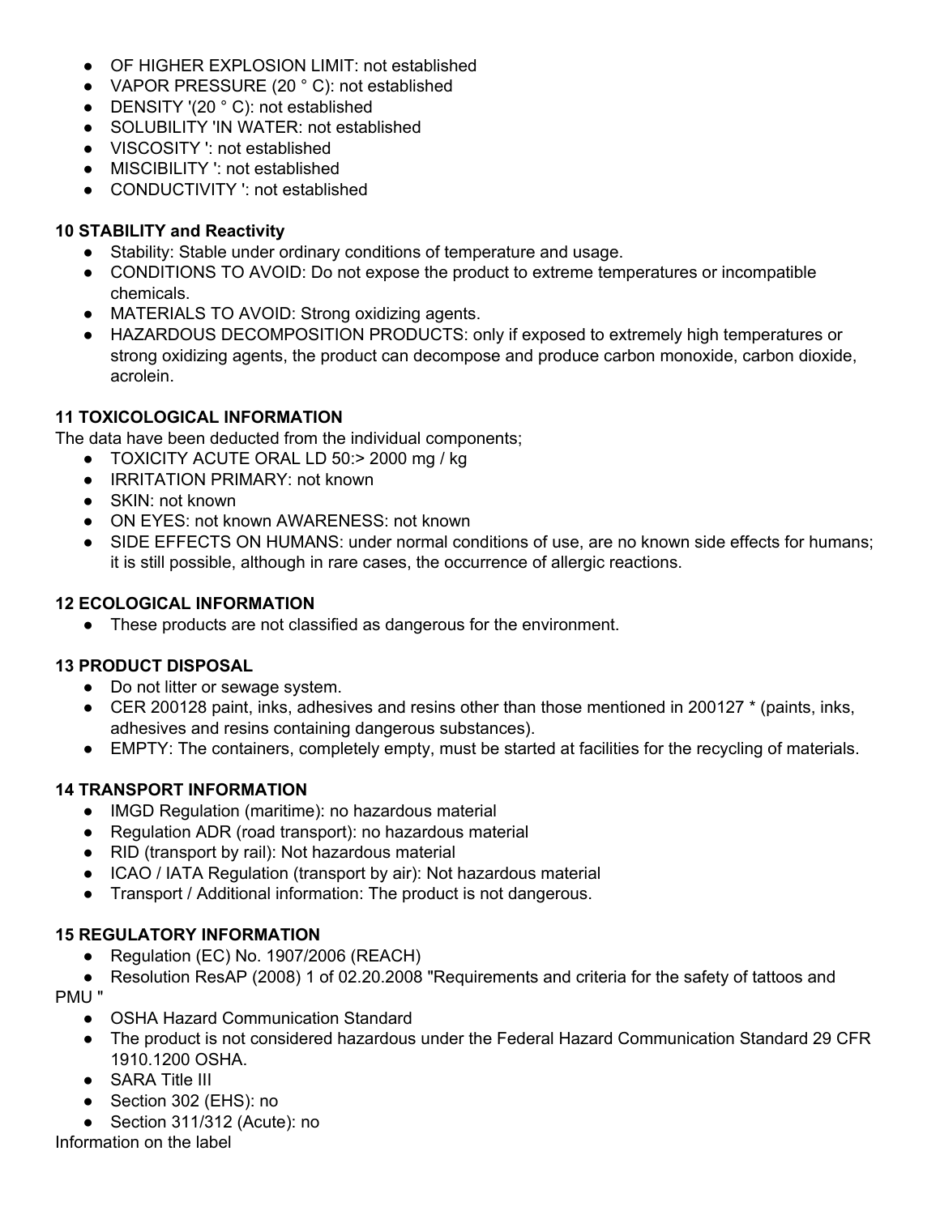- OF HIGHER EXPLOSION LIMIT: not established
- VAPOR PRESSURE (20 ° C): not established
- DENSITY '(20 ° C): not established
- SOLUBILITY 'IN WATER: not established
- VISCOSITY ': not established
- MISCIBILITY ': not established
- CONDUCTIVITY ': not established

**10 STABILITY and Reactivity**

- Stability: Stable under ordinary conditions of temperature and usage.
- CONDITIONS TO AVOID: Do not expose the product to extreme temperatures or incompatible chemicals.
- MATERIALS TO AVOID: Strong oxidizing agents.
- HAZARDOUS DECOMPOSITION PRODUCTS: only if exposed to extremely high temperatures or strong oxidizing agents, the product can decompose and produce carbon monoxide, carbon dioxide, acrolein.

**11 TOXICOLOGICAL INFORMATION**

The data have been deducted from the individual components;

- TOXICITY ACUTE ORAL LD 50:> 2000 mg / kg
- IRRITATION PRIMARY: not known
- SKIN: not known
- ON EYES: not known AWARENESS: not known
- SIDE EFFECTS ON HUMANS: under normal conditions of use, are no known side effects for humans; it is still possible, although in rare cases, the occurrence of allergic reactions.

**12 ECOLOGICAL INFORMATION**

- These products are not classified as dangerous for the environment.

**13 PRODUCT DISPOSAL**

- Do not litter or sewage system.
- CER 200128 paint, inks, adhesives and resins other than those mentioned in 200127 * (paints, inks, adhesives and resins containing dangerous substances).
- EMPTY: The containers, completely empty, must be started at facilities for the recycling of materials.

**14 TRANSPORT INFORMATION**

- IMGD Regulation (maritime): no hazardous material
- Regulation ADR (road transport): no hazardous material
- RID (transport by rail): Not hazardous material
- ICAO / IATA Regulation (transport by air): Not hazardous material
- Transport / Additional information: The product is not dangerous.

**15 REGULATORY INFORMATION**

- Regulation (EC) No. 1907/2006 (REACH)
- Resolution ResAP (2008) 1 of 02.20.2008 "Requirements and criteria for the safety of tattoos and PMU "
- OSHA Hazard Communication Standard
- The product is not considered hazardous under the Federal Hazard Communication Standard 29 CFR 1910.1200 OSHA.
- SARA Title III
- Section 302 (EHS): no
- Section 311/312 (Acute): no

Information on the label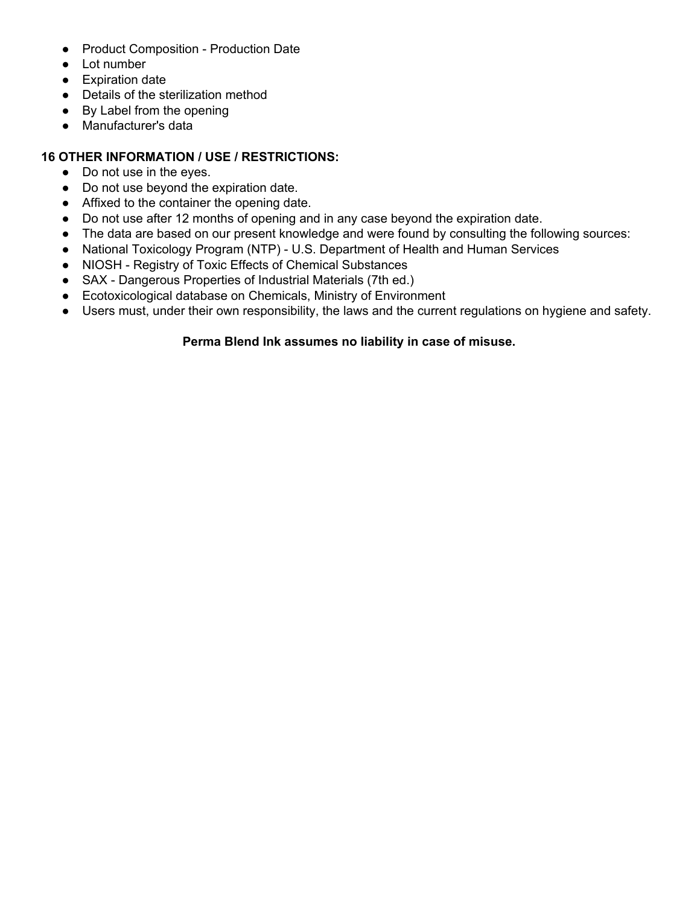- Product Composition - Production Date
- Lot number
- Expiration date
- Details of the sterilization method
- By Label from the opening
- Manufacturer's data

**16 OTHER INFORMATION / USE / RESTRICTIONS:**

- Do not use in the eyes.
- Do not use beyond the expiration date.
- Affixed to the container the opening date.
- Do not use after 12 months of opening and in any case beyond the expiration date.
- The data are based on our present knowledge and were found by consulting the following sources:
- National Toxicology Program (NTP) - U.S. Department of Health and Human Services
- NIOSH - Registry of Toxic Effects of Chemical Substances
- SAX - Dangerous Properties of Industrial Materials (7th ed.)
- Ecotoxicological database on Chemicals, Ministry of Environment
- Users must, under their own responsibility, the laws and the current regulations on hygiene and safety.

**Perma Blend Ink assumes no liability in case of misuse.**